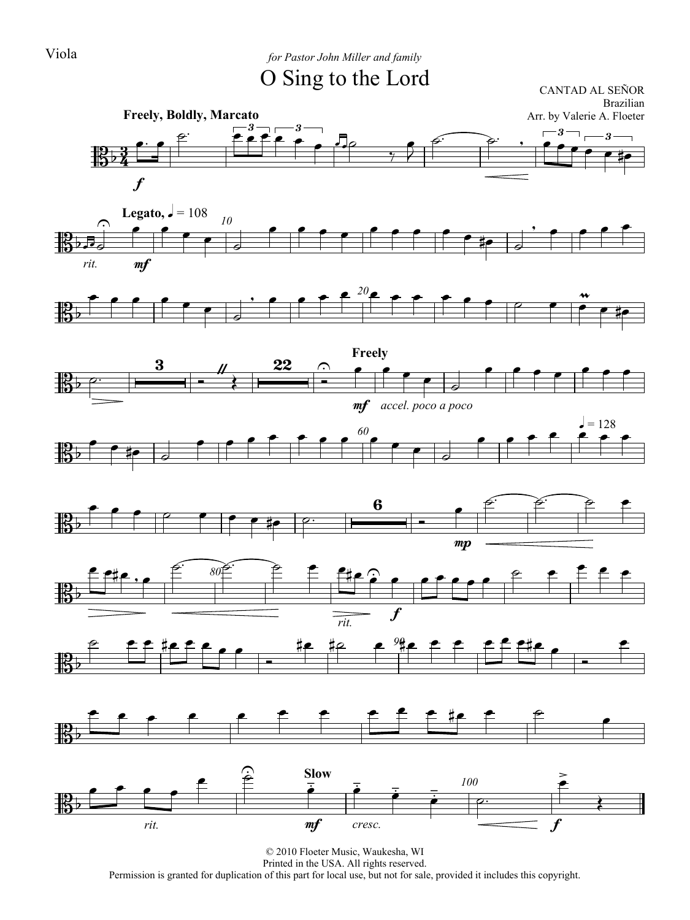Viola

*for Pastor John Miller and family*

# O Sing to the Lord

CANTAD AL SEÑOR
Brazilian
Arr. by Valerie A. Floeter

© 2010 Floeter Music, Waukesha, WI
Printed in the USA. All rights reserved.
Permission is granted for duplication of this part for local use, but not for sale, provided it includes this copyright.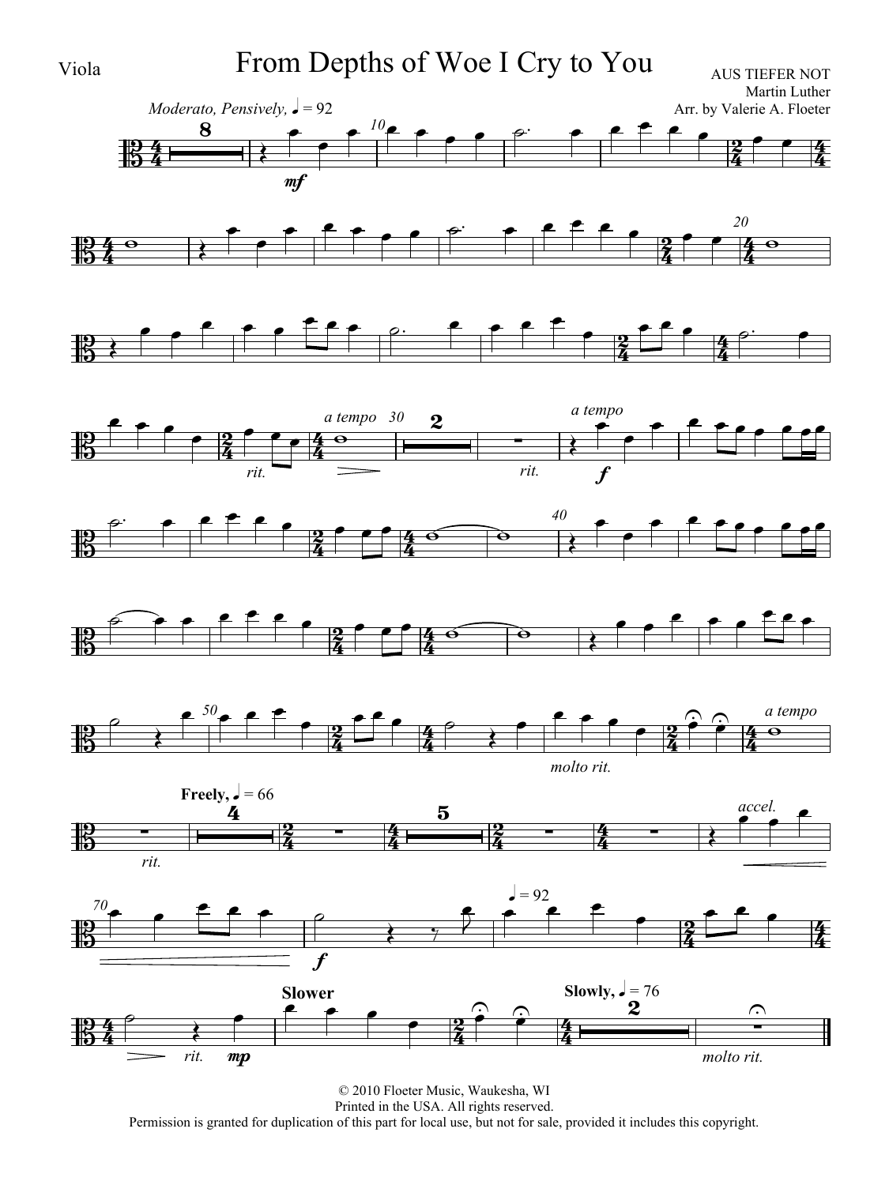Viola

# From Depths of Woe I Cry to You

AUS TIEFER NOT
Martin Luther
Arr. by Valerie A. Floeter

*Moderato, Pensively,* ♩ = 92

© 2010 Floeter Music, Waukesha, WI
Printed in the USA. All rights reserved.
Permission is granted for duplication of this part for local use, but not for sale, provided it includes this copyright.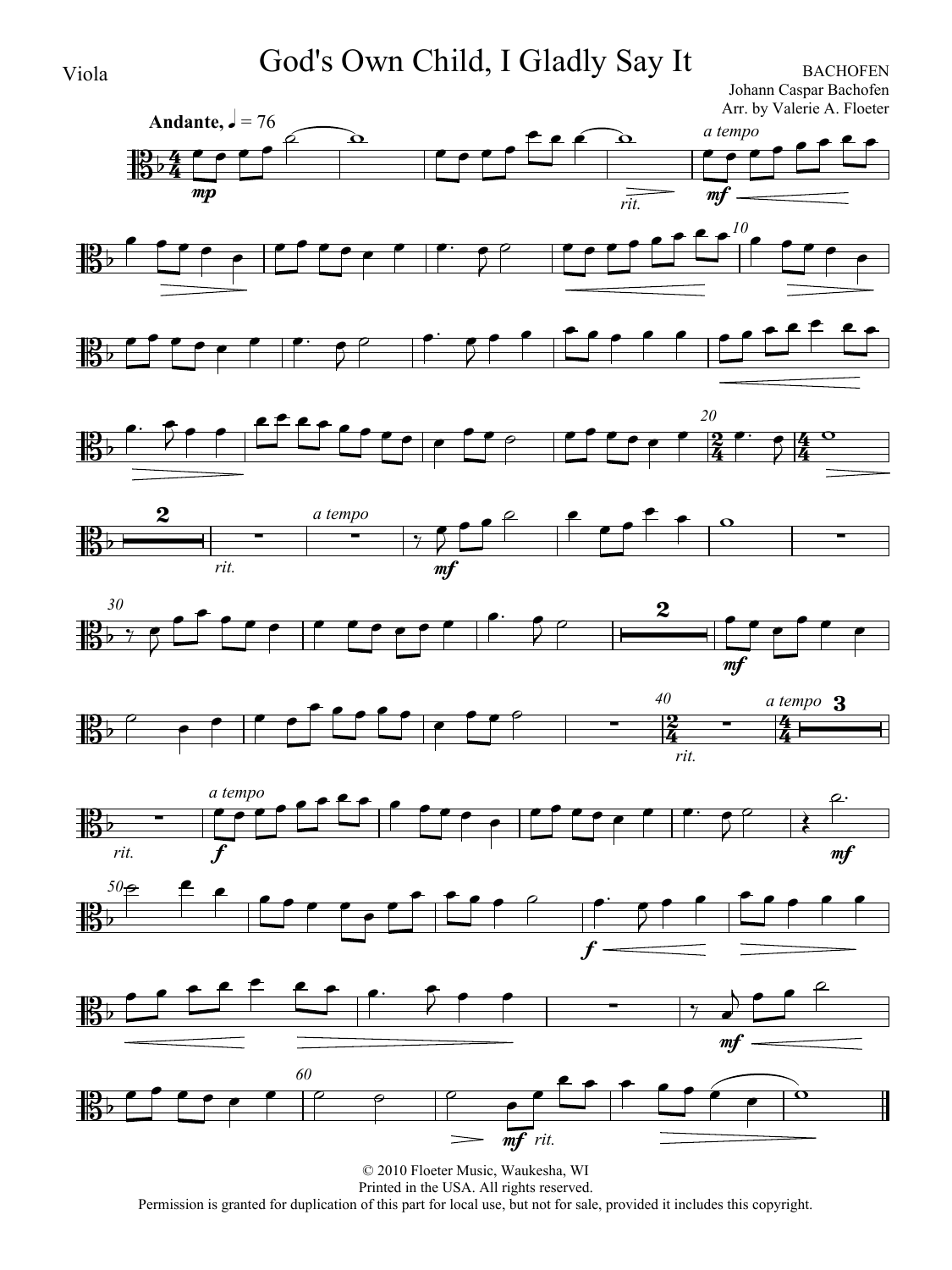Viola

# God's Own Child, I Gladly Say It

BACHOFEN
Johann Caspar Bachofen
Arr. by Valerie A. Floeter

**Andante**, ♩ = 76

© 2010 Floeter Music, Waukesha, WI
Printed in the USA. All rights reserved.
Permission is granted for duplication of this part for local use, but not for sale, provided it includes this copyright.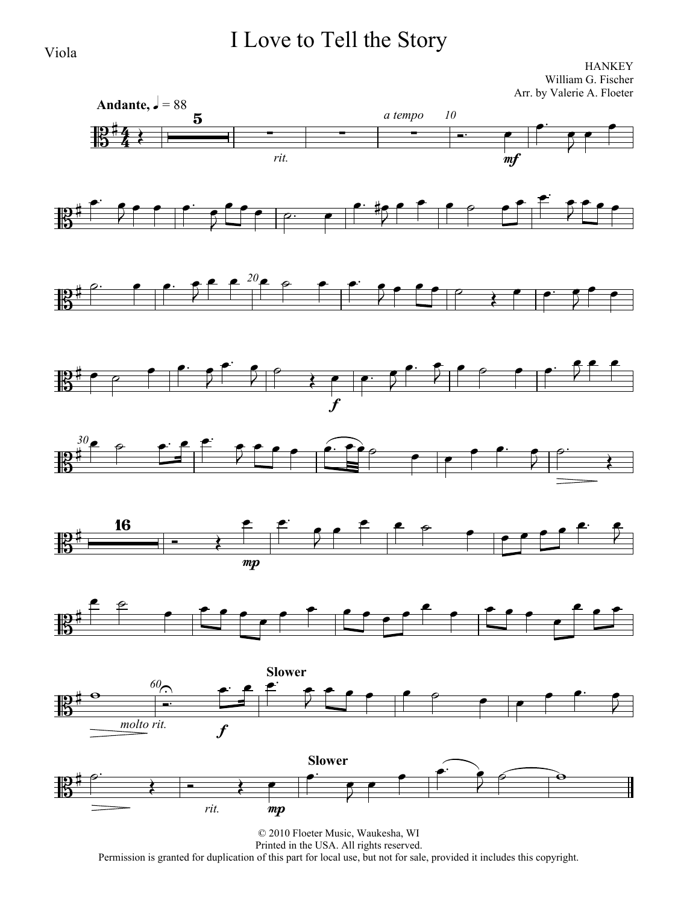Viola

# I Love to Tell the Story

HANKEY
William G. Fischer
Arr. by Valerie A. Floeter

**Andante,** ♩ = 88

*rit.* *a tempo* *mf* *f* *mp* **Slower** *molto rit.* *f* **Slower** *rit.* *mp*

© 2010 Floeter Music, Waukesha, WI
Printed in the USA. All rights reserved.
Permission is granted for duplication of this part for local use, but not for sale, provided it includes this copyright.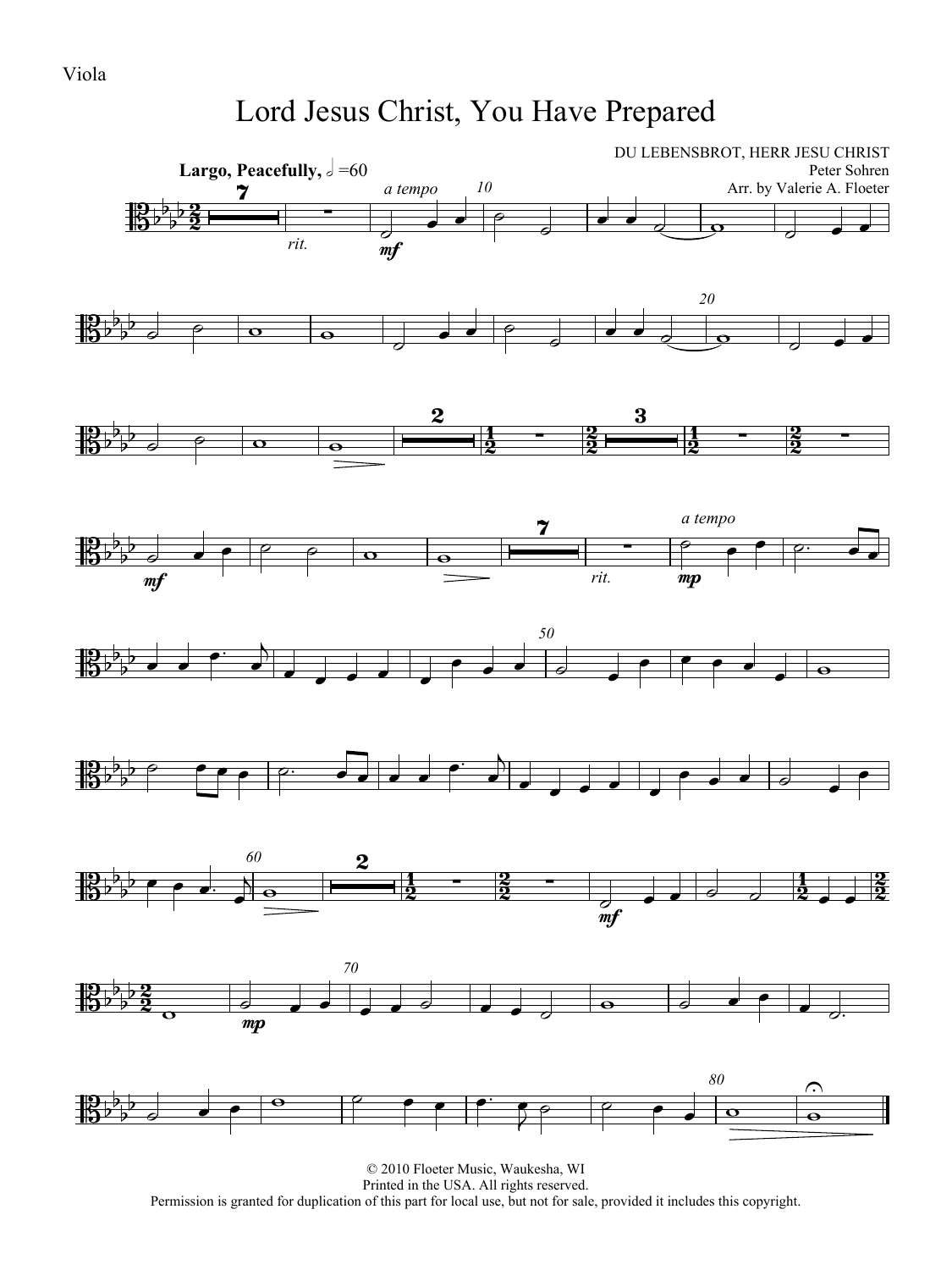Viola

# Lord Jesus Christ, You Have Prepared

DU LEBENSBROT, HERR JESU CHRIST

Peter Sohren

Arr. by Valerie A. Floeter

**Largo, Peacefully,** 𝅗𝅥 =60

© 2010 Floeter Music, Waukesha, WI
Printed in the USA. All rights reserved.
Permission is granted for duplication of this part for local use, but not for sale, provided it includes this copyright.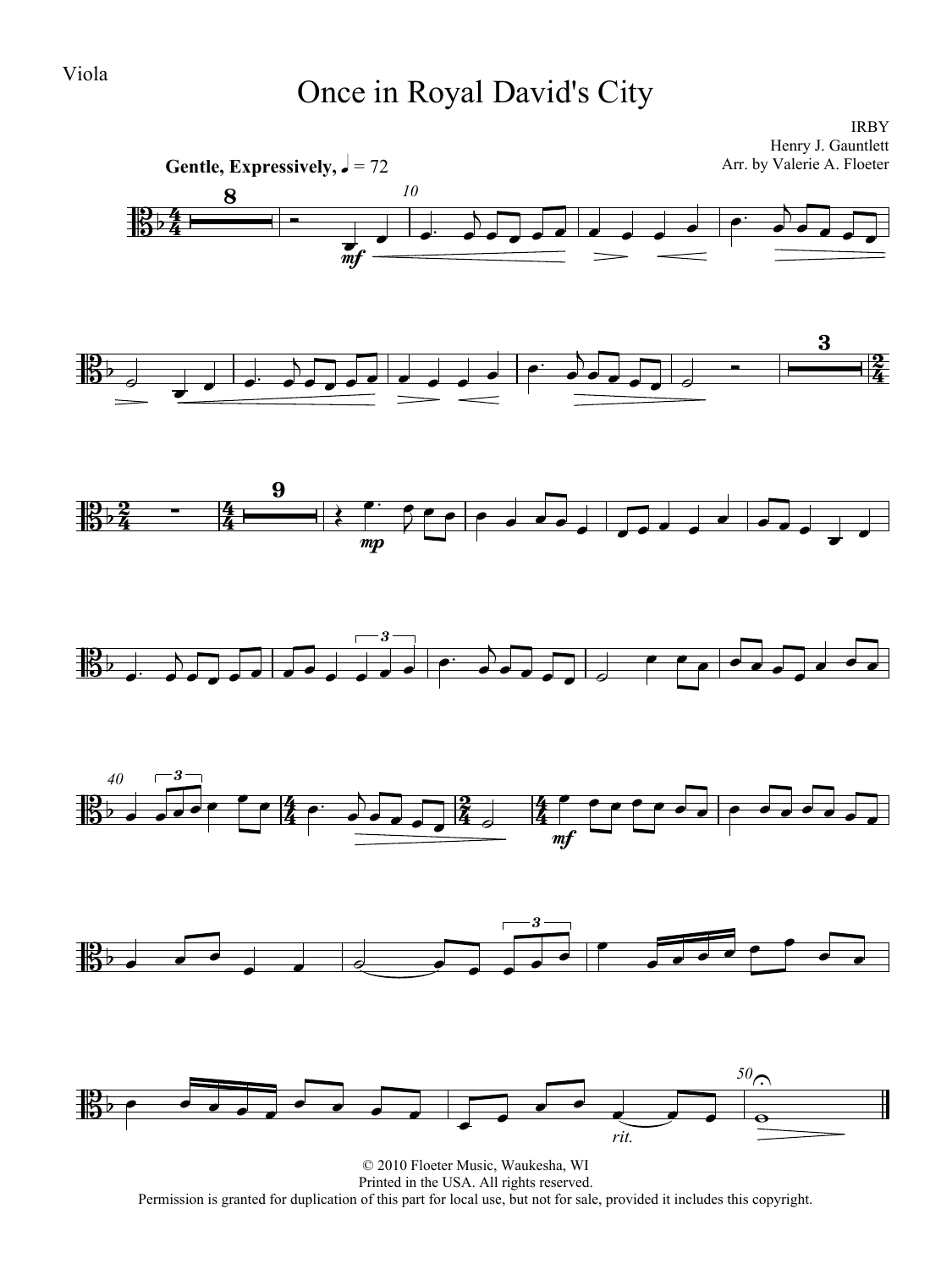Viola

# Once in Royal David's City

IRBY
Henry J. Gauntlett
Arr. by Valerie A. Floeter

**Gentle, Expressively,** ♩ = 72

© 2010 Floeter Music, Waukesha, WI
Printed in the USA. All rights reserved.
Permission is granted for duplication of this part for local use, but not for sale, provided it includes this copyright.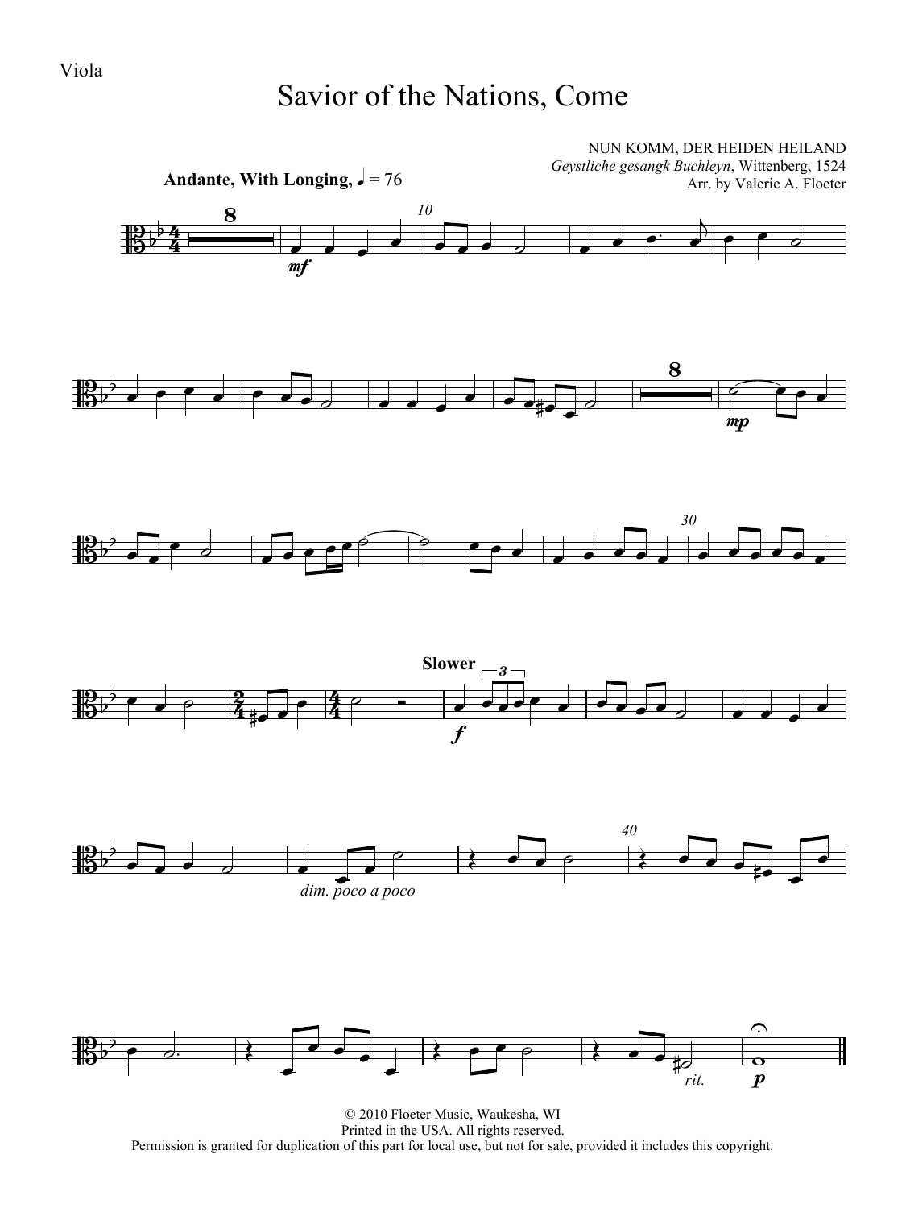Viola

# Savior of the Nations, Come

NUN KOMM, DER HEIDEN HEILAND
*Geystliche gesangk Buchleyn*, Wittenberg, 1524
Arr. by Valerie A. Floeter

**Andante, With Longing**, ♩ = 76

**Slower**

*dim. poco a poco*

*rit.*

© 2010 Floeter Music, Waukesha, WI
Printed in the USA. All rights reserved.
Permission is granted for duplication of this part for local use, but not for sale, provided it includes this copyright.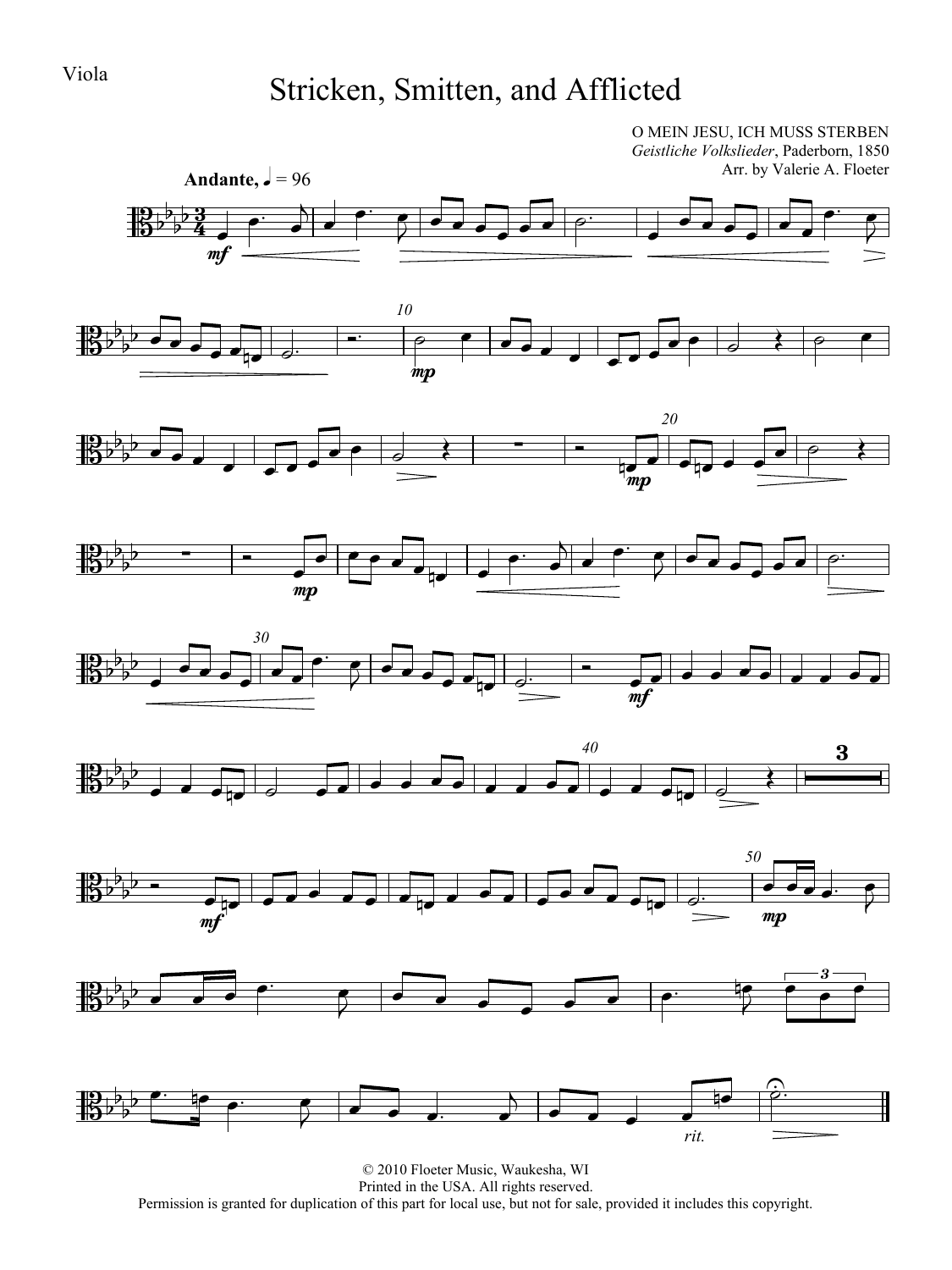Viola

# Stricken, Smitten, and Afflicted

O MEIN JESU, ICH MUSS STERBEN
*Geistliche Volkslieder*, Paderborn, 1850
Arr. by Valerie A. Floeter

**Andante,** ♩ = 96

© 2010 Floeter Music, Waukesha, WI
Printed in the USA. All rights reserved.
Permission is granted for duplication of this part for local use, but not for sale, provided it includes this copyright.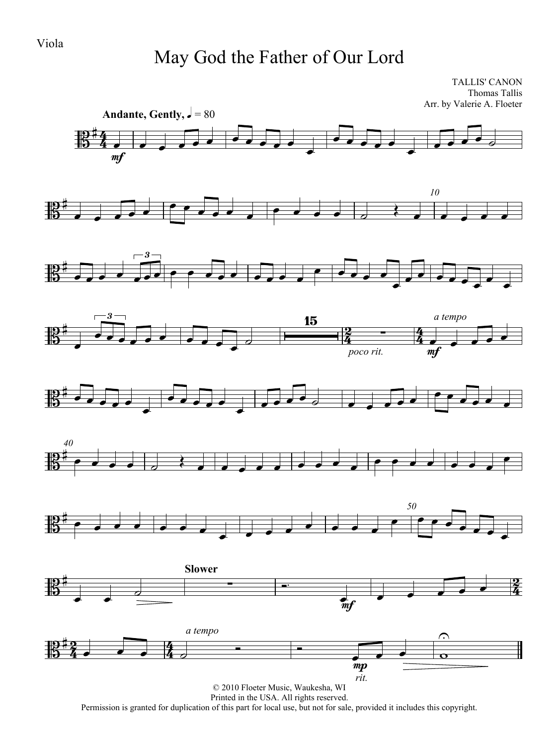Viola

# May God the Father of Our Lord

TALLIS' CANON
Thomas Tallis
Arr. by Valerie A. Floeter

**Andante, Gently,** ♩ = 80

*mf*

10

15

*poco rit.*

*a tempo*

*mf*

40

50

**Slower**

*mf*

*a tempo*

*mp*

*rit.*

© 2010 Floeter Music, Waukesha, WI
Printed in the USA. All rights reserved.
Permission is granted for duplication of this part for local use, but not for sale, provided it includes this copyright.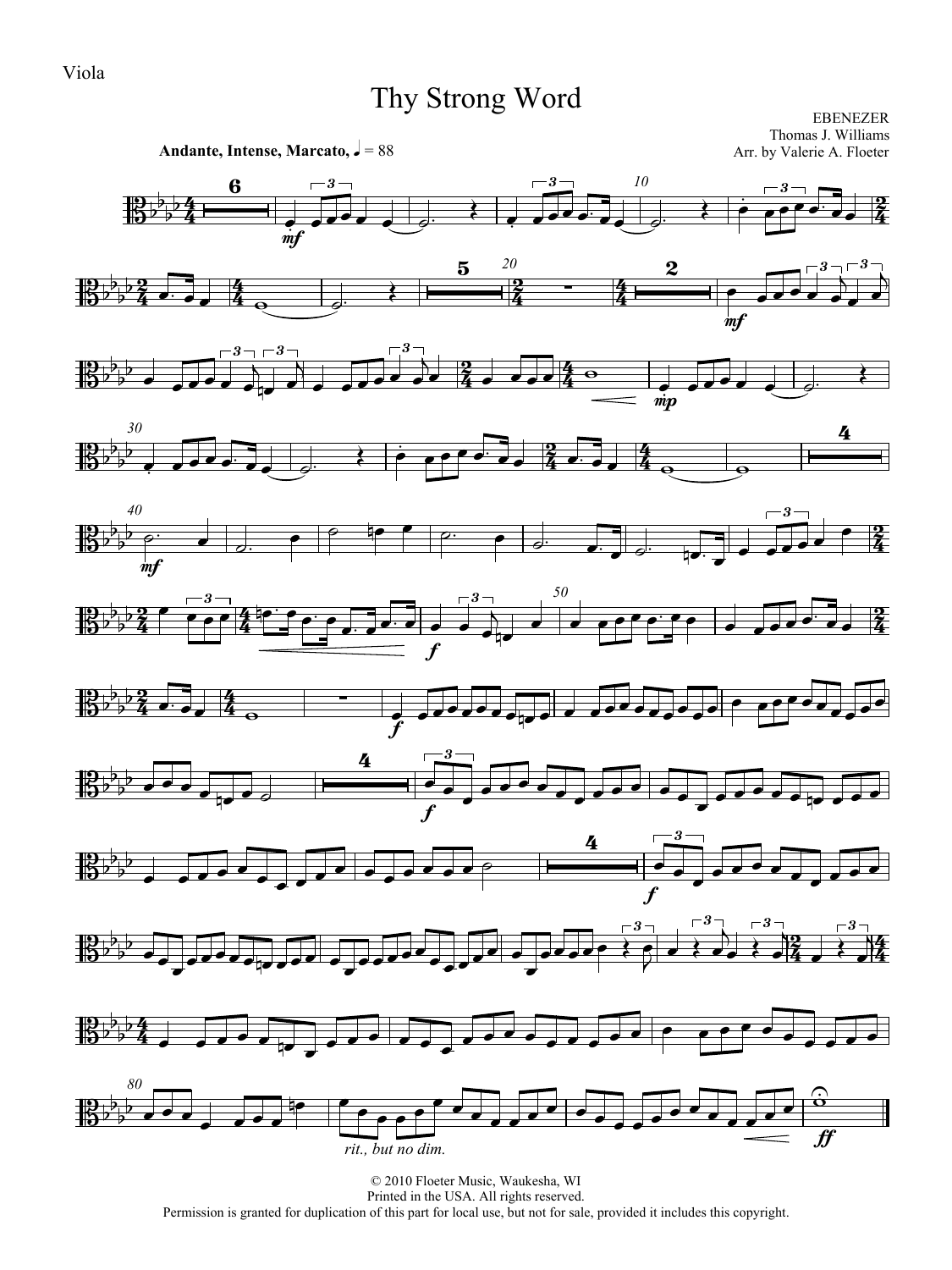Viola

# Thy Strong Word

EBENEZER
Thomas J. Williams
Arr. by Valerie A. Floeter

**Andante, Intense, Marcato,** ♩ = 88

*rit., but no dim.*

© 2010 Floeter Music, Waukesha, WI
Printed in the USA. All rights reserved.
Permission is granted for duplication of this part for local use, but not for sale, provided it includes this copyright.